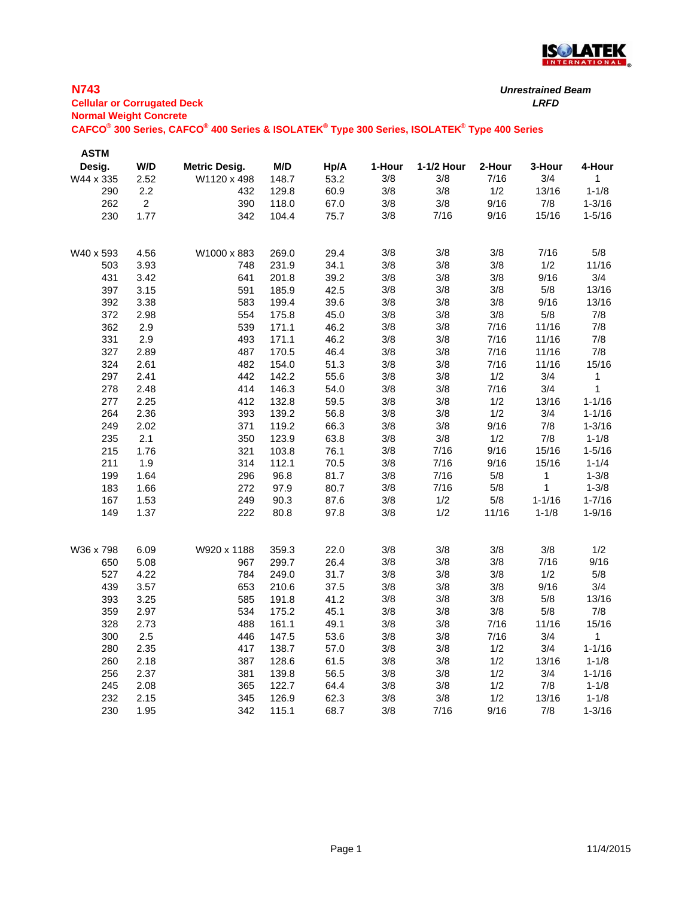# N743

**Cellular or Corrugated Deck**
**Normal Weight Concrete**
**CAFCO® 300 Series, CAFCO® 400 Series & ISOLATEK® Type 300 Series, ISOLATEK® Type 400 Series**

*Unrestrained Beam*
*LRFD*

| ASTM Desig. | W/D | Metric Desig. | M/D | Hp/A | 1-Hour | 1-1/2 Hour | 2-Hour | 3-Hour | 4-Hour |
|---|---|---|---|---|---|---|---|---|---|
| W44 x 335 | 2.52 | W1120 x 498 | 148.7 | 53.2 | 3/8 | 3/8 | 7/16 | 3/4 | 1 |
| 290 | 2.2 | 432 | 129.8 | 60.9 | 3/8 | 3/8 | 1/2 | 13/16 | 1-1/8 |
| 262 | 2 | 390 | 118.0 | 67.0 | 3/8 | 3/8 | 9/16 | 7/8 | 1-3/16 |
| 230 | 1.77 | 342 | 104.4 | 75.7 | 3/8 | 7/16 | 9/16 | 15/16 | 1-5/16 |
| | | | | | | | | | |
| W40 x 593 | 4.56 | W1000 x 883 | 269.0 | 29.4 | 3/8 | 3/8 | 3/8 | 7/16 | 5/8 |
| 503 | 3.93 | 748 | 231.9 | 34.1 | 3/8 | 3/8 | 3/8 | 1/2 | 11/16 |
| 431 | 3.42 | 641 | 201.8 | 39.2 | 3/8 | 3/8 | 3/8 | 9/16 | 3/4 |
| 397 | 3.15 | 591 | 185.9 | 42.5 | 3/8 | 3/8 | 3/8 | 5/8 | 13/16 |
| 392 | 3.38 | 583 | 199.4 | 39.6 | 3/8 | 3/8 | 3/8 | 9/16 | 13/16 |
| 372 | 2.98 | 554 | 175.8 | 45.0 | 3/8 | 3/8 | 3/8 | 5/8 | 7/8 |
| 362 | 2.9 | 539 | 171.1 | 46.2 | 3/8 | 3/8 | 7/16 | 11/16 | 7/8 |
| 331 | 2.9 | 493 | 171.1 | 46.2 | 3/8 | 3/8 | 7/16 | 11/16 | 7/8 |
| 327 | 2.89 | 487 | 170.5 | 46.4 | 3/8 | 3/8 | 7/16 | 11/16 | 7/8 |
| 324 | 2.61 | 482 | 154.0 | 51.3 | 3/8 | 3/8 | 7/16 | 11/16 | 15/16 |
| 297 | 2.41 | 442 | 142.2 | 55.6 | 3/8 | 3/8 | 1/2 | 3/4 | 1 |
| 278 | 2.48 | 414 | 146.3 | 54.0 | 3/8 | 3/8 | 7/16 | 3/4 | 1 |
| 277 | 2.25 | 412 | 132.8 | 59.5 | 3/8 | 3/8 | 1/2 | 13/16 | 1-1/16 |
| 264 | 2.36 | 393 | 139.2 | 56.8 | 3/8 | 3/8 | 1/2 | 3/4 | 1-1/16 |
| 249 | 2.02 | 371 | 119.2 | 66.3 | 3/8 | 3/8 | 9/16 | 7/8 | 1-3/16 |
| 235 | 2.1 | 350 | 123.9 | 63.8 | 3/8 | 3/8 | 1/2 | 7/8 | 1-1/8 |
| 215 | 1.76 | 321 | 103.8 | 76.1 | 3/8 | 7/16 | 9/16 | 15/16 | 1-5/16 |
| 211 | 1.9 | 314 | 112.1 | 70.5 | 3/8 | 7/16 | 9/16 | 15/16 | 1-1/4 |
| 199 | 1.64 | 296 | 96.8 | 81.7 | 3/8 | 7/16 | 5/8 | 1 | 1-3/8 |
| 183 | 1.66 | 272 | 97.9 | 80.7 | 3/8 | 7/16 | 5/8 | 1 | 1-3/8 |
| 167 | 1.53 | 249 | 90.3 | 87.6 | 3/8 | 1/2 | 5/8 | 1-1/16 | 1-7/16 |
| 149 | 1.37 | 222 | 80.8 | 97.8 | 3/8 | 1/2 | 11/16 | 1-1/8 | 1-9/16 |
| | | | | | | | | | |
| W36 x 798 | 6.09 | W920 x 1188 | 359.3 | 22.0 | 3/8 | 3/8 | 3/8 | 3/8 | 1/2 |
| 650 | 5.08 | 967 | 299.7 | 26.4 | 3/8 | 3/8 | 3/8 | 7/16 | 9/16 |
| 527 | 4.22 | 784 | 249.0 | 31.7 | 3/8 | 3/8 | 3/8 | 1/2 | 5/8 |
| 439 | 3.57 | 653 | 210.6 | 37.5 | 3/8 | 3/8 | 3/8 | 9/16 | 3/4 |
| 393 | 3.25 | 585 | 191.8 | 41.2 | 3/8 | 3/8 | 3/8 | 5/8 | 13/16 |
| 359 | 2.97 | 534 | 175.2 | 45.1 | 3/8 | 3/8 | 3/8 | 5/8 | 7/8 |
| 328 | 2.73 | 488 | 161.1 | 49.1 | 3/8 | 3/8 | 7/16 | 11/16 | 15/16 |
| 300 | 2.5 | 446 | 147.5 | 53.6 | 3/8 | 3/8 | 7/16 | 3/4 | 1 |
| 280 | 2.35 | 417 | 138.7 | 57.0 | 3/8 | 3/8 | 1/2 | 3/4 | 1-1/16 |
| 260 | 2.18 | 387 | 128.6 | 61.5 | 3/8 | 3/8 | 1/2 | 13/16 | 1-1/8 |
| 256 | 2.37 | 381 | 139.8 | 56.5 | 3/8 | 3/8 | 1/2 | 3/4 | 1-1/16 |
| 245 | 2.08 | 365 | 122.7 | 64.4 | 3/8 | 3/8 | 1/2 | 7/8 | 1-1/8 |
| 232 | 2.15 | 345 | 126.9 | 62.3 | 3/8 | 3/8 | 1/2 | 13/16 | 1-1/8 |
| 230 | 1.95 | 342 | 115.1 | 68.7 | 3/8 | 7/16 | 9/16 | 7/8 | 1-3/16 |

11/4/2015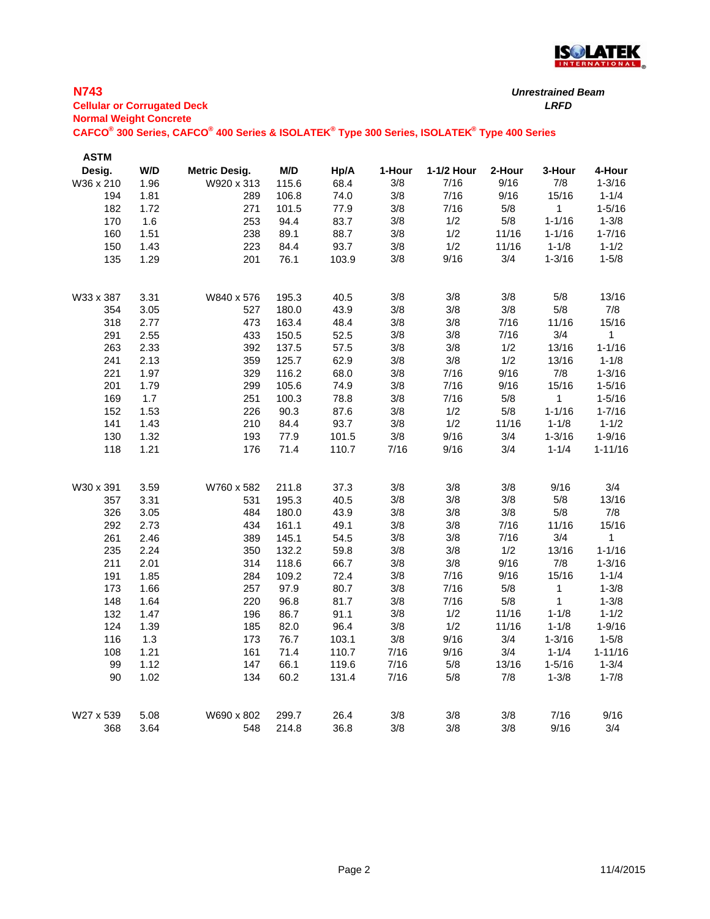## N743

**Cellular or Corrugated Deck**
**Normal Weight Concrete**
**CAFCO® 300 Series, CAFCO® 400 Series & ISOLATEK® Type 300 Series, ISOLATEK® Type 400 Series**

***Unrestrained Beam***
***LRFD***

| ASTM Desig. | W/D | Metric Desig. | M/D | Hp/A | 1-Hour | 1-1/2 Hour | 2-Hour | 3-Hour | 4-Hour |
|---|---|---|---|---|---|---|---|---|---|
| W36 x 210 | 1.96 | W920 x 313 | 115.6 | 68.4 | 3/8 | 7/16 | 9/16 | 7/8 | 1-3/16 |
| 194 | 1.81 | 289 | 106.8 | 74.0 | 3/8 | 7/16 | 9/16 | 15/16 | 1-1/4 |
| 182 | 1.72 | 271 | 101.5 | 77.9 | 3/8 | 7/16 | 5/8 | 1 | 1-5/16 |
| 170 | 1.6 | 253 | 94.4 | 83.7 | 3/8 | 1/2 | 5/8 | 1-1/16 | 1-3/8 |
| 160 | 1.51 | 238 | 89.1 | 88.7 | 3/8 | 1/2 | 11/16 | 1-1/16 | 1-7/16 |
| 150 | 1.43 | 223 | 84.4 | 93.7 | 3/8 | 1/2 | 11/16 | 1-1/8 | 1-1/2 |
| 135 | 1.29 | 201 | 76.1 | 103.9 | 3/8 | 9/16 | 3/4 | 1-3/16 | 1-5/8 |
| | | | | | | | | | |
| W33 x 387 | 3.31 | W840 x 576 | 195.3 | 40.5 | 3/8 | 3/8 | 3/8 | 5/8 | 13/16 |
| 354 | 3.05 | 527 | 180.0 | 43.9 | 3/8 | 3/8 | 3/8 | 5/8 | 7/8 |
| 318 | 2.77 | 473 | 163.4 | 48.4 | 3/8 | 3/8 | 7/16 | 11/16 | 15/16 |
| 291 | 2.55 | 433 | 150.5 | 52.5 | 3/8 | 3/8 | 7/16 | 3/4 | 1 |
| 263 | 2.33 | 392 | 137.5 | 57.5 | 3/8 | 3/8 | 1/2 | 13/16 | 1-1/16 |
| 241 | 2.13 | 359 | 125.7 | 62.9 | 3/8 | 3/8 | 1/2 | 13/16 | 1-1/8 |
| 221 | 1.97 | 329 | 116.2 | 68.0 | 3/8 | 7/16 | 9/16 | 7/8 | 1-3/16 |
| 201 | 1.79 | 299 | 105.6 | 74.9 | 3/8 | 7/16 | 9/16 | 15/16 | 1-5/16 |
| 169 | 1.7 | 251 | 100.3 | 78.8 | 3/8 | 7/16 | 5/8 | 1 | 1-5/16 |
| 152 | 1.53 | 226 | 90.3 | 87.6 | 3/8 | 1/2 | 5/8 | 1-1/16 | 1-7/16 |
| 141 | 1.43 | 210 | 84.4 | 93.7 | 3/8 | 1/2 | 11/16 | 1-1/8 | 1-1/2 |
| 130 | 1.32 | 193 | 77.9 | 101.5 | 3/8 | 9/16 | 3/4 | 1-3/16 | 1-9/16 |
| 118 | 1.21 | 176 | 71.4 | 110.7 | 7/16 | 9/16 | 3/4 | 1-1/4 | 1-11/16 |
| | | | | | | | | | |
| W30 x 391 | 3.59 | W760 x 582 | 211.8 | 37.3 | 3/8 | 3/8 | 3/8 | 9/16 | 3/4 |
| 357 | 3.31 | 531 | 195.3 | 40.5 | 3/8 | 3/8 | 3/8 | 5/8 | 13/16 |
| 326 | 3.05 | 484 | 180.0 | 43.9 | 3/8 | 3/8 | 3/8 | 5/8 | 7/8 |
| 292 | 2.73 | 434 | 161.1 | 49.1 | 3/8 | 3/8 | 7/16 | 11/16 | 15/16 |
| 261 | 2.46 | 389 | 145.1 | 54.5 | 3/8 | 3/8 | 7/16 | 3/4 | 1 |
| 235 | 2.24 | 350 | 132.2 | 59.8 | 3/8 | 3/8 | 1/2 | 13/16 | 1-1/16 |
| 211 | 2.01 | 314 | 118.6 | 66.7 | 3/8 | 3/8 | 9/16 | 7/8 | 1-3/16 |
| 191 | 1.85 | 284 | 109.2 | 72.4 | 3/8 | 7/16 | 9/16 | 15/16 | 1-1/4 |
| 173 | 1.66 | 257 | 97.9 | 80.7 | 3/8 | 7/16 | 5/8 | 1 | 1-3/8 |
| 148 | 1.64 | 220 | 96.8 | 81.7 | 3/8 | 7/16 | 5/8 | 1 | 1-3/8 |
| 132 | 1.47 | 196 | 86.7 | 91.1 | 3/8 | 1/2 | 11/16 | 1-1/8 | 1-1/2 |
| 124 | 1.39 | 185 | 82.0 | 96.4 | 3/8 | 1/2 | 11/16 | 1-1/8 | 1-9/16 |
| 116 | 1.3 | 173 | 76.7 | 103.1 | 3/8 | 9/16 | 3/4 | 1-3/16 | 1-5/8 |
| 108 | 1.21 | 161 | 71.4 | 110.7 | 7/16 | 9/16 | 3/4 | 1-1/4 | 1-11/16 |
| 99 | 1.12 | 147 | 66.1 | 119.6 | 7/16 | 5/8 | 13/16 | 1-5/16 | 1-3/4 |
| 90 | 1.02 | 134 | 60.2 | 131.4 | 7/16 | 5/8 | 7/8 | 1-3/8 | 1-7/8 |
| | | | | | | | | | |
| W27 x 539 | 5.08 | W690 x 802 | 299.7 | 26.4 | 3/8 | 3/8 | 3/8 | 7/16 | 9/16 |
| 368 | 3.64 | 548 | 214.8 | 36.8 | 3/8 | 3/8 | 3/8 | 9/16 | 3/4 |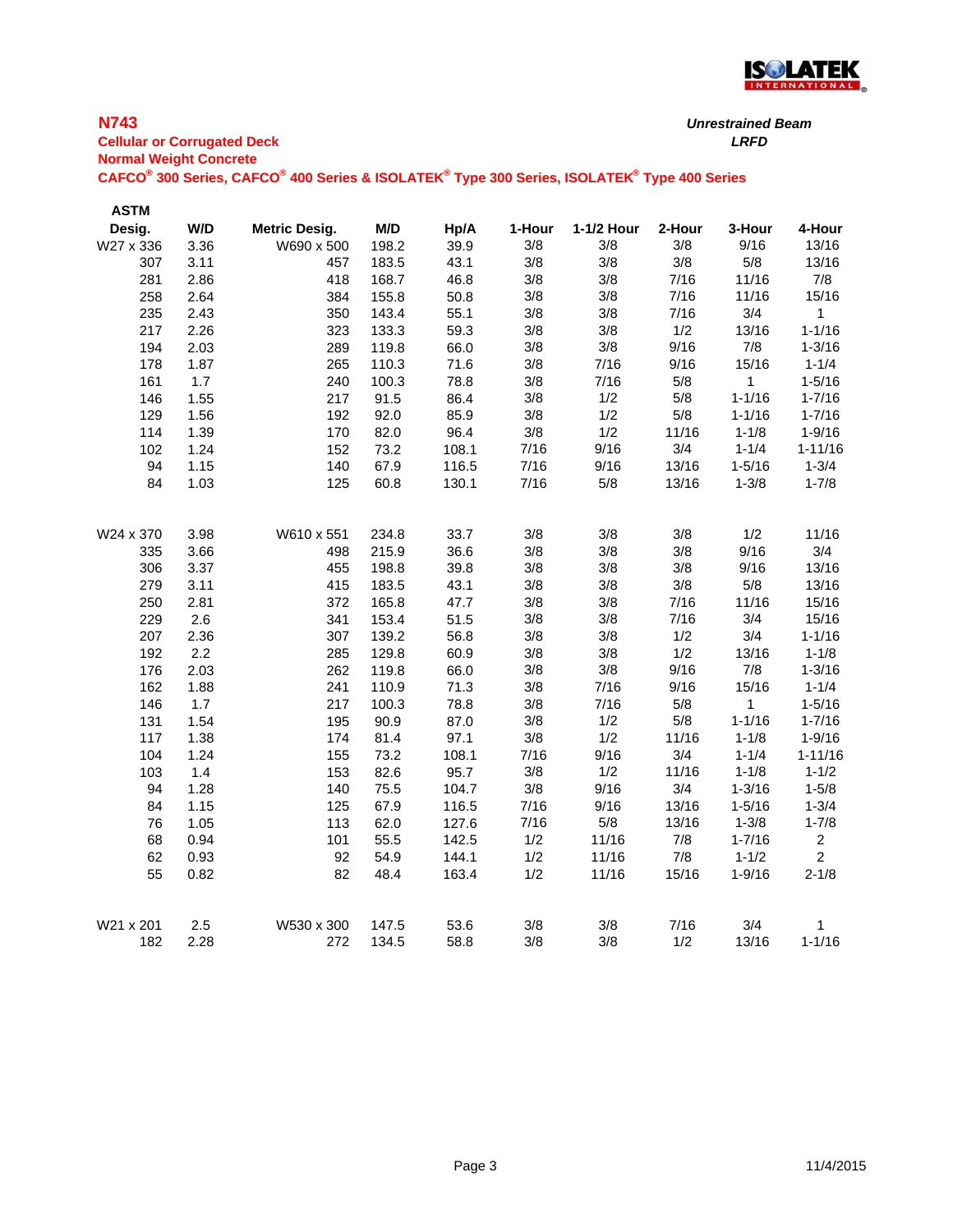## N743

**Cellular or Corrugated Deck**
**Normal Weight Concrete**
**CAFCO® 300 Series, CAFCO® 400 Series & ISOLATEK® Type 300 Series, ISOLATEK® Type 400 Series**

***Unrestrained Beam***
***LRFD***

| ASTM Desig. | W/D | Metric Desig. | M/D | Hp/A | 1-Hour | 1-1/2 Hour | 2-Hour | 3-Hour | 4-Hour |
|---|---|---|---|---|---|---|---|---|---|
| W27 x 336 | 3.36 | W690 x 500 | 198.2 | 39.9 | 3/8 | 3/8 | 3/8 | 9/16 | 13/16 |
| 307 | 3.11 | 457 | 183.5 | 43.1 | 3/8 | 3/8 | 3/8 | 5/8 | 13/16 |
| 281 | 2.86 | 418 | 168.7 | 46.8 | 3/8 | 3/8 | 7/16 | 11/16 | 7/8 |
| 258 | 2.64 | 384 | 155.8 | 50.8 | 3/8 | 3/8 | 7/16 | 11/16 | 15/16 |
| 235 | 2.43 | 350 | 143.4 | 55.1 | 3/8 | 3/8 | 7/16 | 3/4 | 1 |
| 217 | 2.26 | 323 | 133.3 | 59.3 | 3/8 | 3/8 | 1/2 | 13/16 | 1-1/16 |
| 194 | 2.03 | 289 | 119.8 | 66.0 | 3/8 | 3/8 | 9/16 | 7/8 | 1-3/16 |
| 178 | 1.87 | 265 | 110.3 | 71.6 | 3/8 | 7/16 | 9/16 | 15/16 | 1-1/4 |
| 161 | 1.7 | 240 | 100.3 | 78.8 | 3/8 | 7/16 | 5/8 | 1 | 1-5/16 |
| 146 | 1.55 | 217 | 91.5 | 86.4 | 3/8 | 1/2 | 5/8 | 1-1/16 | 1-7/16 |
| 129 | 1.56 | 192 | 92.0 | 85.9 | 3/8 | 1/2 | 5/8 | 1-1/16 | 1-7/16 |
| 114 | 1.39 | 170 | 82.0 | 96.4 | 3/8 | 1/2 | 11/16 | 1-1/8 | 1-9/16 |
| 102 | 1.24 | 152 | 73.2 | 108.1 | 7/16 | 9/16 | 3/4 | 1-1/4 | 1-11/16 |
| 94 | 1.15 | 140 | 67.9 | 116.5 | 7/16 | 9/16 | 13/16 | 1-5/16 | 1-3/4 |
| 84 | 1.03 | 125 | 60.8 | 130.1 | 7/16 | 5/8 | 13/16 | 1-3/8 | 1-7/8 |
| | | | | | | | | | |
| W24 x 370 | 3.98 | W610 x 551 | 234.8 | 33.7 | 3/8 | 3/8 | 3/8 | 1/2 | 11/16 |
| 335 | 3.66 | 498 | 215.9 | 36.6 | 3/8 | 3/8 | 3/8 | 9/16 | 3/4 |
| 306 | 3.37 | 455 | 198.8 | 39.8 | 3/8 | 3/8 | 3/8 | 9/16 | 13/16 |
| 279 | 3.11 | 415 | 183.5 | 43.1 | 3/8 | 3/8 | 3/8 | 5/8 | 13/16 |
| 250 | 2.81 | 372 | 165.8 | 47.7 | 3/8 | 3/8 | 7/16 | 11/16 | 15/16 |
| 229 | 2.6 | 341 | 153.4 | 51.5 | 3/8 | 3/8 | 7/16 | 3/4 | 15/16 |
| 207 | 2.36 | 307 | 139.2 | 56.8 | 3/8 | 3/8 | 1/2 | 3/4 | 1-1/16 |
| 192 | 2.2 | 285 | 129.8 | 60.9 | 3/8 | 3/8 | 1/2 | 13/16 | 1-1/8 |
| 176 | 2.03 | 262 | 119.8 | 66.0 | 3/8 | 3/8 | 9/16 | 7/8 | 1-3/16 |
| 162 | 1.88 | 241 | 110.9 | 71.3 | 3/8 | 7/16 | 9/16 | 15/16 | 1-1/4 |
| 146 | 1.7 | 217 | 100.3 | 78.8 | 3/8 | 7/16 | 5/8 | 1 | 1-5/16 |
| 131 | 1.54 | 195 | 90.9 | 87.0 | 3/8 | 1/2 | 5/8 | 1-1/16 | 1-7/16 |
| 117 | 1.38 | 174 | 81.4 | 97.1 | 3/8 | 1/2 | 11/16 | 1-1/8 | 1-9/16 |
| 104 | 1.24 | 155 | 73.2 | 108.1 | 7/16 | 9/16 | 3/4 | 1-1/4 | 1-11/16 |
| 103 | 1.4 | 153 | 82.6 | 95.7 | 3/8 | 1/2 | 11/16 | 1-1/8 | 1-1/2 |
| 94 | 1.28 | 140 | 75.5 | 104.7 | 3/8 | 9/16 | 3/4 | 1-3/16 | 1-5/8 |
| 84 | 1.15 | 125 | 67.9 | 116.5 | 7/16 | 9/16 | 13/16 | 1-5/16 | 1-3/4 |
| 76 | 1.05 | 113 | 62.0 | 127.6 | 7/16 | 5/8 | 13/16 | 1-3/8 | 1-7/8 |
| 68 | 0.94 | 101 | 55.5 | 142.5 | 1/2 | 11/16 | 7/8 | 1-7/16 | 2 |
| 62 | 0.93 | 92 | 54.9 | 144.1 | 1/2 | 11/16 | 7/8 | 1-1/2 | 2 |
| 55 | 0.82 | 82 | 48.4 | 163.4 | 1/2 | 11/16 | 15/16 | 1-9/16 | 2-1/8 |
| | | | | | | | | | |
| W21 x 201 | 2.5 | W530 x 300 | 147.5 | 53.6 | 3/8 | 3/8 | 7/16 | 3/4 | 1 |
| 182 | 2.28 | 272 | 134.5 | 58.8 | 3/8 | 3/8 | 1/2 | 13/16 | 1-1/16 |

11/4/2015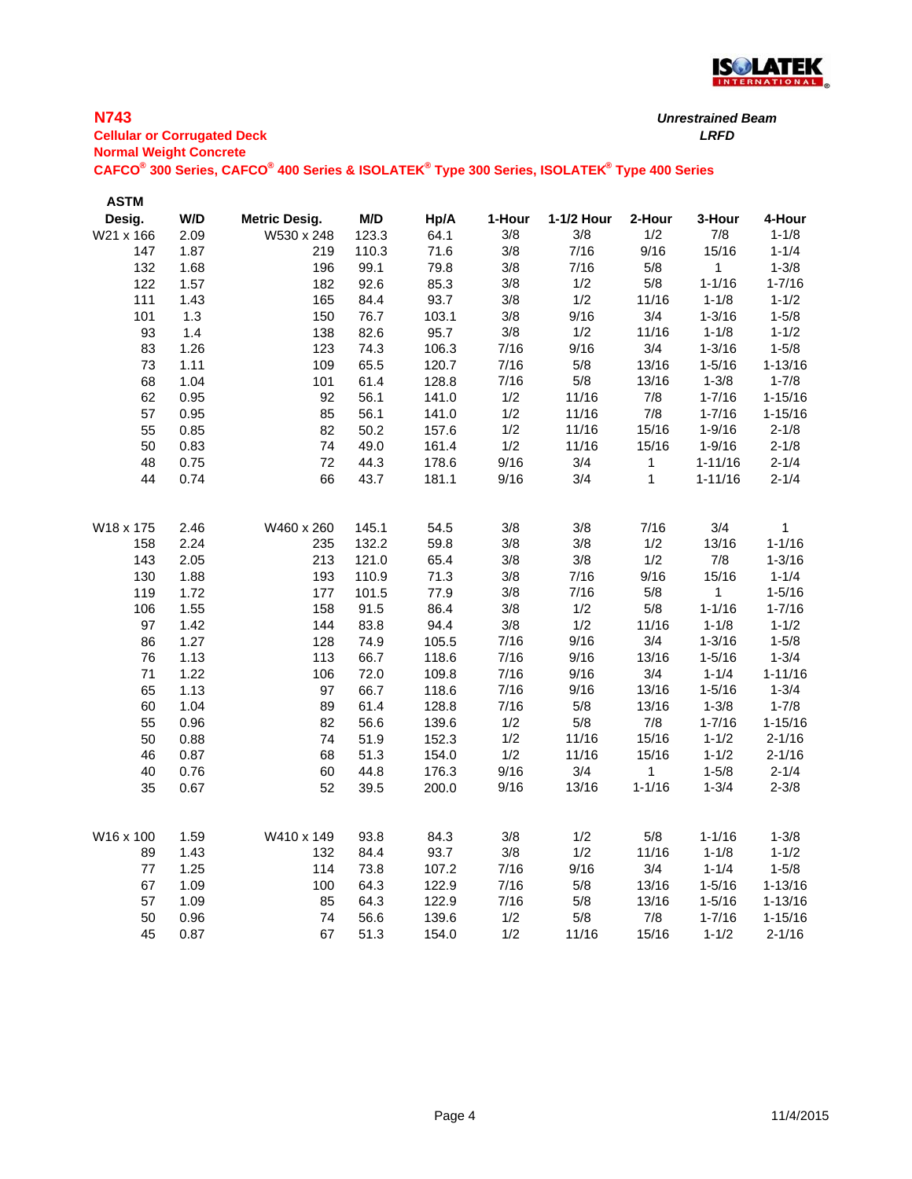## N743

**Cellular or Corrugated Deck**
**Normal Weight Concrete**
**CAFCO® 300 Series, CAFCO® 400 Series & ISOLATEK® Type 300 Series, ISOLATEK® Type 400 Series**

***Unrestrained Beam***
***LRFD***

| ASTM Desig. | W/D | Metric Desig. | M/D | Hp/A | 1-Hour | 1-1/2 Hour | 2-Hour | 3-Hour | 4-Hour |
|---|---|---|---|---|---|---|---|---|---|
| W21 x 166 | 2.09 | W530 x 248 | 123.3 | 64.1 | 3/8 | 3/8 | 1/2 | 7/8 | 1-1/8 |
| 147 | 1.87 | 219 | 110.3 | 71.6 | 3/8 | 7/16 | 9/16 | 15/16 | 1-1/4 |
| 132 | 1.68 | 196 | 99.1 | 79.8 | 3/8 | 7/16 | 5/8 | 1 | 1-3/8 |
| 122 | 1.57 | 182 | 92.6 | 85.3 | 3/8 | 1/2 | 5/8 | 1-1/16 | 1-7/16 |
| 111 | 1.43 | 165 | 84.4 | 93.7 | 3/8 | 1/2 | 11/16 | 1-1/8 | 1-1/2 |
| 101 | 1.3 | 150 | 76.7 | 103.1 | 3/8 | 9/16 | 3/4 | 1-3/16 | 1-5/8 |
| 93 | 1.4 | 138 | 82.6 | 95.7 | 3/8 | 1/2 | 11/16 | 1-1/8 | 1-1/2 |
| 83 | 1.26 | 123 | 74.3 | 106.3 | 7/16 | 9/16 | 3/4 | 1-3/16 | 1-5/8 |
| 73 | 1.11 | 109 | 65.5 | 120.7 | 7/16 | 5/8 | 13/16 | 1-5/16 | 1-13/16 |
| 68 | 1.04 | 101 | 61.4 | 128.8 | 7/16 | 5/8 | 13/16 | 1-3/8 | 1-7/8 |
| 62 | 0.95 | 92 | 56.1 | 141.0 | 1/2 | 11/16 | 7/8 | 1-7/16 | 1-15/16 |
| 57 | 0.95 | 85 | 56.1 | 141.0 | 1/2 | 11/16 | 7/8 | 1-7/16 | 1-15/16 |
| 55 | 0.85 | 82 | 50.2 | 157.6 | 1/2 | 11/16 | 15/16 | 1-9/16 | 2-1/8 |
| 50 | 0.83 | 74 | 49.0 | 161.4 | 1/2 | 11/16 | 15/16 | 1-9/16 | 2-1/8 |
| 48 | 0.75 | 72 | 44.3 | 178.6 | 9/16 | 3/4 | 1 | 1-11/16 | 2-1/4 |
| 44 | 0.74 | 66 | 43.7 | 181.1 | 9/16 | 3/4 | 1 | 1-11/16 | 2-1/4 |
| | | | | | | | | | |
| W18 x 175 | 2.46 | W460 x 260 | 145.1 | 54.5 | 3/8 | 3/8 | 7/16 | 3/4 | 1 |
| 158 | 2.24 | 235 | 132.2 | 59.8 | 3/8 | 3/8 | 1/2 | 13/16 | 1-1/16 |
| 143 | 2.05 | 213 | 121.0 | 65.4 | 3/8 | 3/8 | 1/2 | 7/8 | 1-3/16 |
| 130 | 1.88 | 193 | 110.9 | 71.3 | 3/8 | 7/16 | 9/16 | 15/16 | 1-1/4 |
| 119 | 1.72 | 177 | 101.5 | 77.9 | 3/8 | 7/16 | 5/8 | 1 | 1-5/16 |
| 106 | 1.55 | 158 | 91.5 | 86.4 | 3/8 | 1/2 | 5/8 | 1-1/16 | 1-7/16 |
| 97 | 1.42 | 144 | 83.8 | 94.4 | 3/8 | 1/2 | 11/16 | 1-1/8 | 1-1/2 |
| 86 | 1.27 | 128 | 74.9 | 105.5 | 7/16 | 9/16 | 3/4 | 1-3/16 | 1-5/8 |
| 76 | 1.13 | 113 | 66.7 | 118.6 | 7/16 | 9/16 | 13/16 | 1-5/16 | 1-3/4 |
| 71 | 1.22 | 106 | 72.0 | 109.8 | 7/16 | 9/16 | 3/4 | 1-1/4 | 1-11/16 |
| 65 | 1.13 | 97 | 66.7 | 118.6 | 7/16 | 9/16 | 13/16 | 1-5/16 | 1-3/4 |
| 60 | 1.04 | 89 | 61.4 | 128.8 | 7/16 | 5/8 | 13/16 | 1-3/8 | 1-7/8 |
| 55 | 0.96 | 82 | 56.6 | 139.6 | 1/2 | 5/8 | 7/8 | 1-7/16 | 1-15/16 |
| 50 | 0.88 | 74 | 51.9 | 152.3 | 1/2 | 11/16 | 15/16 | 1-1/2 | 2-1/16 |
| 46 | 0.87 | 68 | 51.3 | 154.0 | 1/2 | 11/16 | 15/16 | 1-1/2 | 2-1/16 |
| 40 | 0.76 | 60 | 44.8 | 176.3 | 9/16 | 3/4 | 1 | 1-5/8 | 2-1/4 |
| 35 | 0.67 | 52 | 39.5 | 200.0 | 9/16 | 13/16 | 1-1/16 | 1-3/4 | 2-3/8 |
| | | | | | | | | | |
| W16 x 100 | 1.59 | W410 x 149 | 93.8 | 84.3 | 3/8 | 1/2 | 5/8 | 1-1/16 | 1-3/8 |
| 89 | 1.43 | 132 | 84.4 | 93.7 | 3/8 | 1/2 | 11/16 | 1-1/8 | 1-1/2 |
| 77 | 1.25 | 114 | 73.8 | 107.2 | 7/16 | 9/16 | 3/4 | 1-1/4 | 1-5/8 |
| 67 | 1.09 | 100 | 64.3 | 122.9 | 7/16 | 5/8 | 13/16 | 1-5/16 | 1-13/16 |
| 57 | 1.09 | 85 | 64.3 | 122.9 | 7/16 | 5/8 | 13/16 | 1-5/16 | 1-13/16 |
| 50 | 0.96 | 74 | 56.6 | 139.6 | 1/2 | 5/8 | 7/8 | 1-7/16 | 1-15/16 |
| 45 | 0.87 | 67 | 51.3 | 154.0 | 1/2 | 11/16 | 15/16 | 1-1/2 | 2-1/16 |

11/4/2015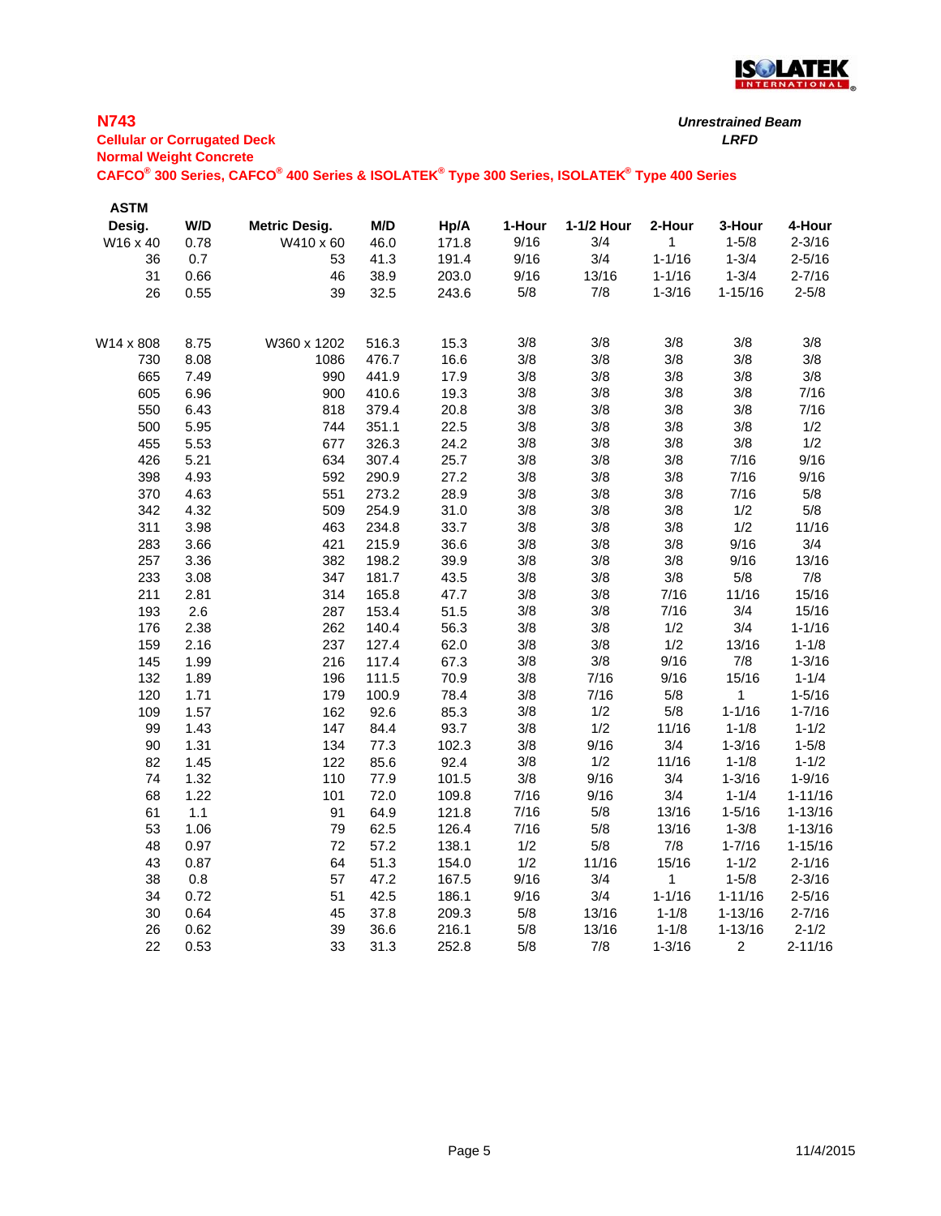## N743

**Cellular or Corrugated Deck**
**Normal Weight Concrete**
**CAFCO® 300 Series, CAFCO® 400 Series & ISOLATEK® Type 300 Series, ISOLATEK® Type 400 Series**

***Unrestrained Beam***
***LRFD***

| ASTM Desig. | W/D | Metric Desig. | M/D | Hp/A | 1-Hour | 1-1/2 Hour | 2-Hour | 3-Hour | 4-Hour |
|---|---|---|---|---|---|---|---|---|---|
| W16 x 40 | 0.78 | W410 x 60 | 46.0 | 171.8 | 9/16 | 3/4 | 1 | 1-5/8 | 2-3/16 |
| 36 | 0.7 | 53 | 41.3 | 191.4 | 9/16 | 3/4 | 1-1/16 | 1-3/4 | 2-5/16 |
| 31 | 0.66 | 46 | 38.9 | 203.0 | 9/16 | 13/16 | 1-1/16 | 1-3/4 | 2-7/16 |
| 26 | 0.55 | 39 | 32.5 | 243.6 | 5/8 | 7/8 | 1-3/16 | 1-15/16 | 2-5/8 |
| | | | | | | | | | |
| W14 x 808 | 8.75 | W360 x 1202 | 516.3 | 15.3 | 3/8 | 3/8 | 3/8 | 3/8 | 3/8 |
| 730 | 8.08 | 1086 | 476.7 | 16.6 | 3/8 | 3/8 | 3/8 | 3/8 | 3/8 |
| 665 | 7.49 | 990 | 441.9 | 17.9 | 3/8 | 3/8 | 3/8 | 3/8 | 3/8 |
| 605 | 6.96 | 900 | 410.6 | 19.3 | 3/8 | 3/8 | 3/8 | 3/8 | 7/16 |
| 550 | 6.43 | 818 | 379.4 | 20.8 | 3/8 | 3/8 | 3/8 | 3/8 | 7/16 |
| 500 | 5.95 | 744 | 351.1 | 22.5 | 3/8 | 3/8 | 3/8 | 3/8 | 1/2 |
| 455 | 5.53 | 677 | 326.3 | 24.2 | 3/8 | 3/8 | 3/8 | 3/8 | 1/2 |
| 426 | 5.21 | 634 | 307.4 | 25.7 | 3/8 | 3/8 | 3/8 | 7/16 | 9/16 |
| 398 | 4.93 | 592 | 290.9 | 27.2 | 3/8 | 3/8 | 3/8 | 7/16 | 9/16 |
| 370 | 4.63 | 551 | 273.2 | 28.9 | 3/8 | 3/8 | 3/8 | 7/16 | 5/8 |
| 342 | 4.32 | 509 | 254.9 | 31.0 | 3/8 | 3/8 | 3/8 | 1/2 | 5/8 |
| 311 | 3.98 | 463 | 234.8 | 33.7 | 3/8 | 3/8 | 3/8 | 1/2 | 11/16 |
| 283 | 3.66 | 421 | 215.9 | 36.6 | 3/8 | 3/8 | 3/8 | 9/16 | 3/4 |
| 257 | 3.36 | 382 | 198.2 | 39.9 | 3/8 | 3/8 | 3/8 | 9/16 | 13/16 |
| 233 | 3.08 | 347 | 181.7 | 43.5 | 3/8 | 3/8 | 3/8 | 5/8 | 7/8 |
| 211 | 2.81 | 314 | 165.8 | 47.7 | 3/8 | 3/8 | 7/16 | 11/16 | 15/16 |
| 193 | 2.6 | 287 | 153.4 | 51.5 | 3/8 | 3/8 | 7/16 | 3/4 | 15/16 |
| 176 | 2.38 | 262 | 140.4 | 56.3 | 3/8 | 3/8 | 1/2 | 3/4 | 1-1/16 |
| 159 | 2.16 | 237 | 127.4 | 62.0 | 3/8 | 3/8 | 1/2 | 13/16 | 1-1/8 |
| 145 | 1.99 | 216 | 117.4 | 67.3 | 3/8 | 3/8 | 9/16 | 7/8 | 1-3/16 |
| 132 | 1.89 | 196 | 111.5 | 70.9 | 3/8 | 7/16 | 9/16 | 15/16 | 1-1/4 |
| 120 | 1.71 | 179 | 100.9 | 78.4 | 3/8 | 7/16 | 5/8 | 1 | 1-5/16 |
| 109 | 1.57 | 162 | 92.6 | 85.3 | 3/8 | 1/2 | 5/8 | 1-1/16 | 1-7/16 |
| 99 | 1.43 | 147 | 84.4 | 93.7 | 3/8 | 1/2 | 11/16 | 1-1/8 | 1-1/2 |
| 90 | 1.31 | 134 | 77.3 | 102.3 | 3/8 | 9/16 | 3/4 | 1-3/16 | 1-5/8 |
| 82 | 1.45 | 122 | 85.6 | 92.4 | 3/8 | 1/2 | 11/16 | 1-1/8 | 1-1/2 |
| 74 | 1.32 | 110 | 77.9 | 101.5 | 3/8 | 9/16 | 3/4 | 1-3/16 | 1-9/16 |
| 68 | 1.22 | 101 | 72.0 | 109.8 | 7/16 | 9/16 | 3/4 | 1-1/4 | 1-11/16 |
| 61 | 1.1 | 91 | 64.9 | 121.8 | 7/16 | 5/8 | 13/16 | 1-5/16 | 1-13/16 |
| 53 | 1.06 | 79 | 62.5 | 126.4 | 7/16 | 5/8 | 13/16 | 1-3/8 | 1-13/16 |
| 48 | 0.97 | 72 | 57.2 | 138.1 | 1/2 | 5/8 | 7/8 | 1-7/16 | 1-15/16 |
| 43 | 0.87 | 64 | 51.3 | 154.0 | 1/2 | 11/16 | 15/16 | 1-1/2 | 2-1/16 |
| 38 | 0.8 | 57 | 47.2 | 167.5 | 9/16 | 3/4 | 1 | 1-5/8 | 2-3/16 |
| 34 | 0.72 | 51 | 42.5 | 186.1 | 9/16 | 3/4 | 1-1/16 | 1-11/16 | 2-5/16 |
| 30 | 0.64 | 45 | 37.8 | 209.3 | 5/8 | 13/16 | 1-1/8 | 1-13/16 | 2-7/16 |
| 26 | 0.62 | 39 | 36.6 | 216.1 | 5/8 | 13/16 | 1-1/8 | 1-13/16 | 2-1/2 |
| 22 | 0.53 | 33 | 31.3 | 252.8 | 5/8 | 7/8 | 1-3/16 | 2 | 2-11/16 |

11/4/2015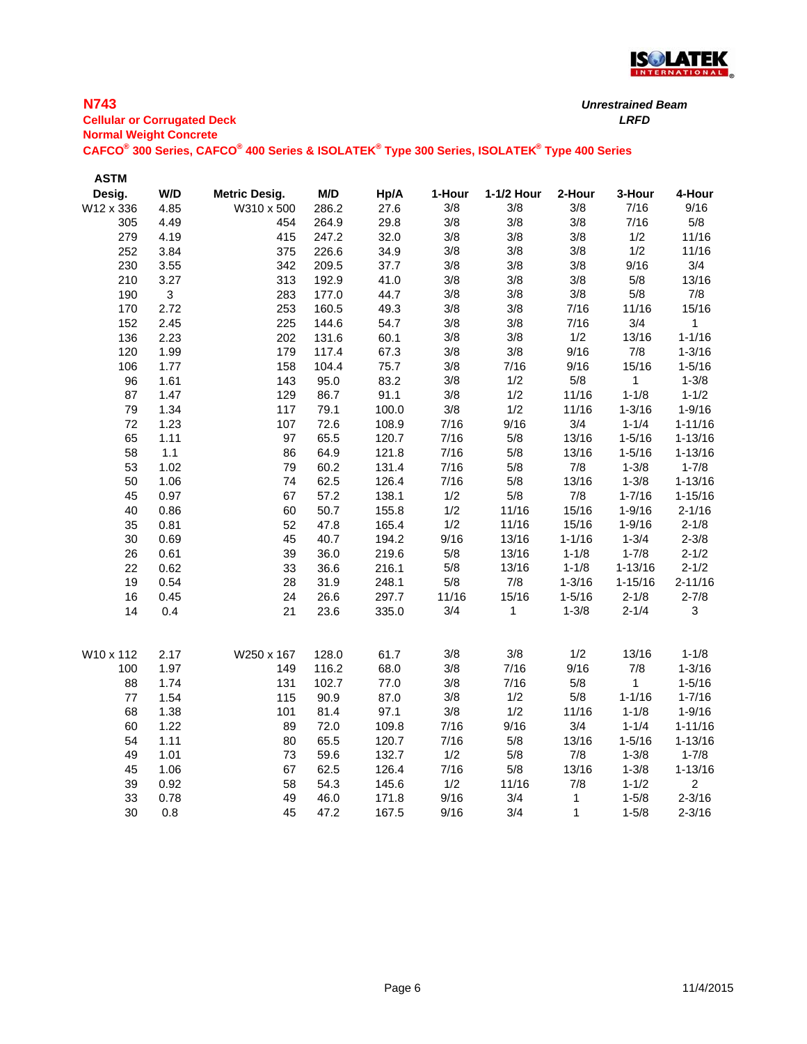## N743

**Cellular or Corrugated Deck**
**Normal Weight Concrete**
**CAFCO® 300 Series, CAFCO® 400 Series & ISOLATEK® Type 300 Series, ISOLATEK® Type 400 Series**

***Unrestrained Beam***
***LRFD***

| ASTM Desig. | W/D | Metric Desig. | M/D | Hp/A | 1-Hour | 1-1/2 Hour | 2-Hour | 3-Hour | 4-Hour |
|---|---|---|---|---|---|---|---|---|---|
| W12 x 336 | 4.85 | W310 x 500 | 286.2 | 27.6 | 3/8 | 3/8 | 3/8 | 7/16 | 9/16 |
| 305 | 4.49 | 454 | 264.9 | 29.8 | 3/8 | 3/8 | 3/8 | 7/16 | 5/8 |
| 279 | 4.19 | 415 | 247.2 | 32.0 | 3/8 | 3/8 | 3/8 | 1/2 | 11/16 |
| 252 | 3.84 | 375 | 226.6 | 34.9 | 3/8 | 3/8 | 3/8 | 1/2 | 11/16 |
| 230 | 3.55 | 342 | 209.5 | 37.7 | 3/8 | 3/8 | 3/8 | 9/16 | 3/4 |
| 210 | 3.27 | 313 | 192.9 | 41.0 | 3/8 | 3/8 | 3/8 | 5/8 | 13/16 |
| 190 | 3 | 283 | 177.0 | 44.7 | 3/8 | 3/8 | 3/8 | 5/8 | 7/8 |
| 170 | 2.72 | 253 | 160.5 | 49.3 | 3/8 | 3/8 | 7/16 | 11/16 | 15/16 |
| 152 | 2.45 | 225 | 144.6 | 54.7 | 3/8 | 3/8 | 7/16 | 3/4 | 1 |
| 136 | 2.23 | 202 | 131.6 | 60.1 | 3/8 | 3/8 | 1/2 | 13/16 | 1-1/16 |
| 120 | 1.99 | 179 | 117.4 | 67.3 | 3/8 | 3/8 | 9/16 | 7/8 | 1-3/16 |
| 106 | 1.77 | 158 | 104.4 | 75.7 | 3/8 | 7/16 | 9/16 | 15/16 | 1-5/16 |
| 96 | 1.61 | 143 | 95.0 | 83.2 | 3/8 | 1/2 | 5/8 | 1 | 1-3/8 |
| 87 | 1.47 | 129 | 86.7 | 91.1 | 3/8 | 1/2 | 11/16 | 1-1/8 | 1-1/2 |
| 79 | 1.34 | 117 | 79.1 | 100.0 | 3/8 | 1/2 | 11/16 | 1-3/16 | 1-9/16 |
| 72 | 1.23 | 107 | 72.6 | 108.9 | 7/16 | 9/16 | 3/4 | 1-1/4 | 1-11/16 |
| 65 | 1.11 | 97 | 65.5 | 120.7 | 7/16 | 5/8 | 13/16 | 1-5/16 | 1-13/16 |
| 58 | 1.1 | 86 | 64.9 | 121.8 | 7/16 | 5/8 | 13/16 | 1-5/16 | 1-13/16 |
| 53 | 1.02 | 79 | 60.2 | 131.4 | 7/16 | 5/8 | 7/8 | 1-3/8 | 1-7/8 |
| 50 | 1.06 | 74 | 62.5 | 126.4 | 7/16 | 5/8 | 13/16 | 1-3/8 | 1-13/16 |
| 45 | 0.97 | 67 | 57.2 | 138.1 | 1/2 | 5/8 | 7/8 | 1-7/16 | 1-15/16 |
| 40 | 0.86 | 60 | 50.7 | 155.8 | 1/2 | 11/16 | 15/16 | 1-9/16 | 2-1/16 |
| 35 | 0.81 | 52 | 47.8 | 165.4 | 1/2 | 11/16 | 15/16 | 1-9/16 | 2-1/8 |
| 30 | 0.69 | 45 | 40.7 | 194.2 | 9/16 | 13/16 | 1-1/16 | 1-3/4 | 2-3/8 |
| 26 | 0.61 | 39 | 36.0 | 219.6 | 5/8 | 13/16 | 1-1/8 | 1-7/8 | 2-1/2 |
| 22 | 0.62 | 33 | 36.6 | 216.1 | 5/8 | 13/16 | 1-1/8 | 1-13/16 | 2-1/2 |
| 19 | 0.54 | 28 | 31.9 | 248.1 | 5/8 | 7/8 | 1-3/16 | 1-15/16 | 2-11/16 |
| 16 | 0.45 | 24 | 26.6 | 297.7 | 11/16 | 15/16 | 1-5/16 | 2-1/8 | 2-7/8 |
| 14 | 0.4 | 21 | 23.6 | 335.0 | 3/4 | 1 | 1-3/8 | 2-1/4 | 3 |
| | | | | | | | | | |
| W10 x 112 | 2.17 | W250 x 167 | 128.0 | 61.7 | 3/8 | 3/8 | 1/2 | 13/16 | 1-1/8 |
| 100 | 1.97 | 149 | 116.2 | 68.0 | 3/8 | 7/16 | 9/16 | 7/8 | 1-3/16 |
| 88 | 1.74 | 131 | 102.7 | 77.0 | 3/8 | 7/16 | 5/8 | 1 | 1-5/16 |
| 77 | 1.54 | 115 | 90.9 | 87.0 | 3/8 | 1/2 | 5/8 | 1-1/16 | 1-7/16 |
| 68 | 1.38 | 101 | 81.4 | 97.1 | 3/8 | 1/2 | 11/16 | 1-1/8 | 1-9/16 |
| 60 | 1.22 | 89 | 72.0 | 109.8 | 7/16 | 9/16 | 3/4 | 1-1/4 | 1-11/16 |
| 54 | 1.11 | 80 | 65.5 | 120.7 | 7/16 | 5/8 | 13/16 | 1-5/16 | 1-13/16 |
| 49 | 1.01 | 73 | 59.6 | 132.7 | 1/2 | 5/8 | 7/8 | 1-3/8 | 1-7/8 |
| 45 | 1.06 | 67 | 62.5 | 126.4 | 7/16 | 5/8 | 13/16 | 1-3/8 | 1-13/16 |
| 39 | 0.92 | 58 | 54.3 | 145.6 | 1/2 | 11/16 | 7/8 | 1-1/2 | 2 |
| 33 | 0.78 | 49 | 46.0 | 171.8 | 9/16 | 3/4 | 1 | 1-5/8 | 2-3/16 |
| 30 | 0.8 | 45 | 47.2 | 167.5 | 9/16 | 3/4 | 1 | 1-5/8 | 2-3/16 |

11/4/2015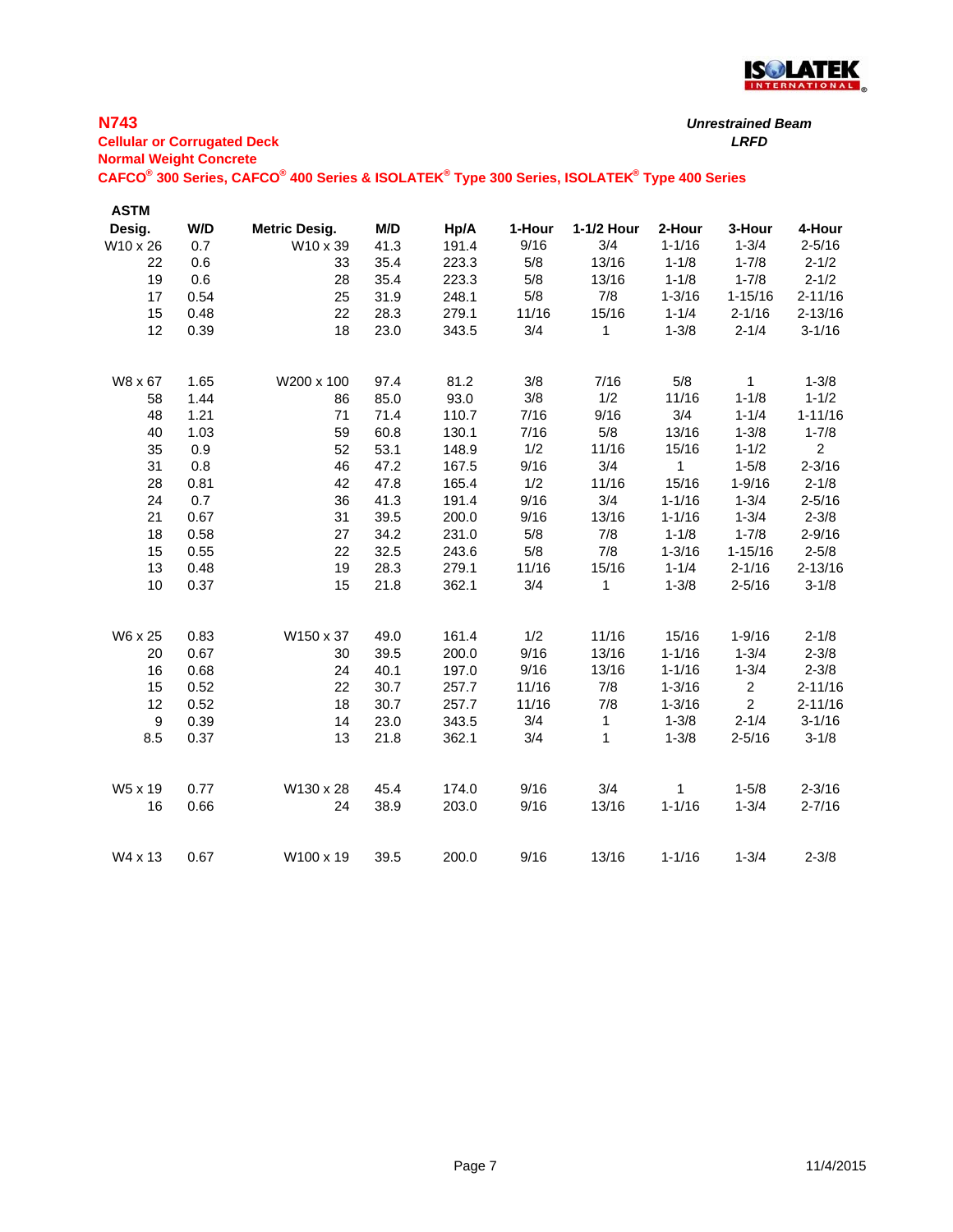## N743

**Cellular or Corrugated Deck**
**Normal Weight Concrete**
**CAFCO® 300 Series, CAFCO® 400 Series & ISOLATEK® Type 300 Series, ISOLATEK® Type 400 Series**

***Unrestrained Beam***
***LRFD***

| ASTM Desig. | W/D | Metric Desig. | M/D | Hp/A | 1-Hour | 1-1/2 Hour | 2-Hour | 3-Hour | 4-Hour |
|---|---|---|---|---|---|---|---|---|---|
| W10 x 26 | 0.7 | W10 x 39 | 41.3 | 191.4 | 9/16 | 3/4 | 1-1/16 | 1-3/4 | 2-5/16 |
| 22 | 0.6 | 33 | 35.4 | 223.3 | 5/8 | 13/16 | 1-1/8 | 1-7/8 | 2-1/2 |
| 19 | 0.6 | 28 | 35.4 | 223.3 | 5/8 | 13/16 | 1-1/8 | 1-7/8 | 2-1/2 |
| 17 | 0.54 | 25 | 31.9 | 248.1 | 5/8 | 7/8 | 1-3/16 | 1-15/16 | 2-11/16 |
| 15 | 0.48 | 22 | 28.3 | 279.1 | 11/16 | 15/16 | 1-1/4 | 2-1/16 | 2-13/16 |
| 12 | 0.39 | 18 | 23.0 | 343.5 | 3/4 | 1 | 1-3/8 | 2-1/4 | 3-1/16 |
| | | | | | | | | | |
| W8 x 67 | 1.65 | W200 x 100 | 97.4 | 81.2 | 3/8 | 7/16 | 5/8 | 1 | 1-3/8 |
| 58 | 1.44 | 86 | 85.0 | 93.0 | 3/8 | 1/2 | 11/16 | 1-1/8 | 1-1/2 |
| 48 | 1.21 | 71 | 71.4 | 110.7 | 7/16 | 9/16 | 3/4 | 1-1/4 | 1-11/16 |
| 40 | 1.03 | 59 | 60.8 | 130.1 | 7/16 | 5/8 | 13/16 | 1-3/8 | 1-7/8 |
| 35 | 0.9 | 52 | 53.1 | 148.9 | 1/2 | 11/16 | 15/16 | 1-1/2 | 2 |
| 31 | 0.8 | 46 | 47.2 | 167.5 | 9/16 | 3/4 | 1 | 1-5/8 | 2-3/16 |
| 28 | 0.81 | 42 | 47.8 | 165.4 | 1/2 | 11/16 | 15/16 | 1-9/16 | 2-1/8 |
| 24 | 0.7 | 36 | 41.3 | 191.4 | 9/16 | 3/4 | 1-1/16 | 1-3/4 | 2-5/16 |
| 21 | 0.67 | 31 | 39.5 | 200.0 | 9/16 | 13/16 | 1-1/16 | 1-3/4 | 2-3/8 |
| 18 | 0.58 | 27 | 34.2 | 231.0 | 5/8 | 7/8 | 1-1/8 | 1-7/8 | 2-9/16 |
| 15 | 0.55 | 22 | 32.5 | 243.6 | 5/8 | 7/8 | 1-3/16 | 1-15/16 | 2-5/8 |
| 13 | 0.48 | 19 | 28.3 | 279.1 | 11/16 | 15/16 | 1-1/4 | 2-1/16 | 2-13/16 |
| 10 | 0.37 | 15 | 21.8 | 362.1 | 3/4 | 1 | 1-3/8 | 2-5/16 | 3-1/8 |
| | | | | | | | | | |
| W6 x 25 | 0.83 | W150 x 37 | 49.0 | 161.4 | 1/2 | 11/16 | 15/16 | 1-9/16 | 2-1/8 |
| 20 | 0.67 | 30 | 39.5 | 200.0 | 9/16 | 13/16 | 1-1/16 | 1-3/4 | 2-3/8 |
| 16 | 0.68 | 24 | 40.1 | 197.0 | 9/16 | 13/16 | 1-1/16 | 1-3/4 | 2-3/8 |
| 15 | 0.52 | 22 | 30.7 | 257.7 | 11/16 | 7/8 | 1-3/16 | 2 | 2-11/16 |
| 12 | 0.52 | 18 | 30.7 | 257.7 | 11/16 | 7/8 | 1-3/16 | 2 | 2-11/16 |
| 9 | 0.39 | 14 | 23.0 | 343.5 | 3/4 | 1 | 1-3/8 | 2-1/4 | 3-1/16 |
| 8.5 | 0.37 | 13 | 21.8 | 362.1 | 3/4 | 1 | 1-3/8 | 2-5/16 | 3-1/8 |
| | | | | | | | | | |
| W5 x 19 | 0.77 | W130 x 28 | 45.4 | 174.0 | 9/16 | 3/4 | 1 | 1-5/8 | 2-3/16 |
| 16 | 0.66 | 24 | 38.9 | 203.0 | 9/16 | 13/16 | 1-1/16 | 1-3/4 | 2-7/16 |
| | | | | | | | | | |
| W4 x 13 | 0.67 | W100 x 19 | 39.5 | 200.0 | 9/16 | 13/16 | 1-1/16 | 1-3/4 | 2-3/8 |

11/4/2015